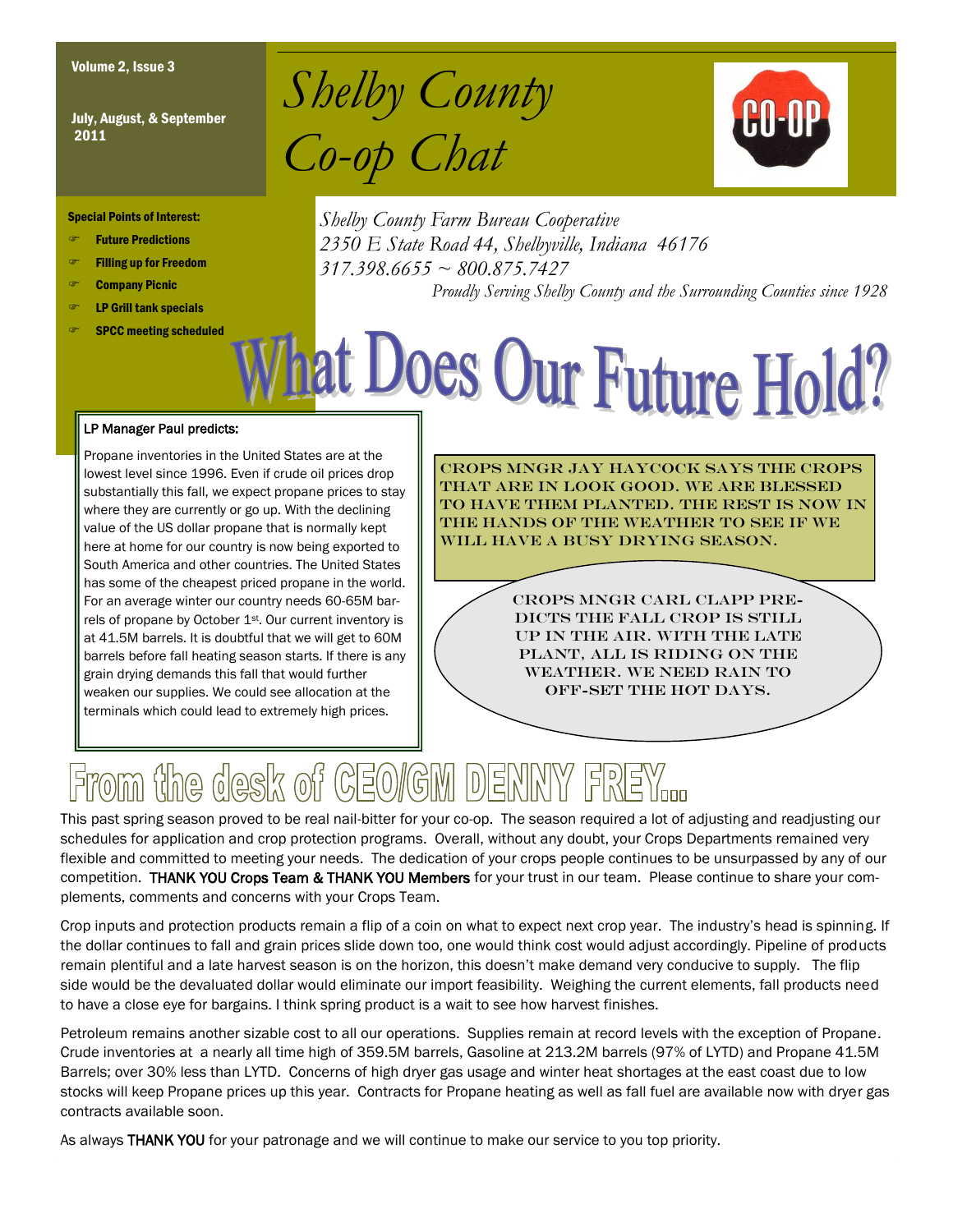Volume 2, Issue 3

July, August, & September 2011

# Shelby County Co-op Chat

CO-OP

**Special Points of Interest:**

- **Future Predictions**
- **Filling up for Freedom**
- **Company Picnic**
- **LP Grill tank specials**
- **SPCC meeting scheduled**

*Shelby County Farm Bureau Cooperative*
*2350 E State Road 44, Shelbyville, Indiana 46176*
*317.398.6655 ~ 800.875.7427*
*Proudly Serving Shelby County and the Surrounding Counties since 1928*

# What Does Our Future Hold?

**LP Manager Paul predicts:**

Propane inventories in the United States are at the lowest level since 1996. Even if crude oil prices drop substantially this fall, we expect propane prices to stay where they are currently or go up. With the declining value of the US dollar propane that is normally kept here at home for our country is now being exported to South America and other countries. The United States has some of the cheapest priced propane in the world. For an average winter our country needs 60-65M barrels of propane by October 1st. Our current inventory is at 41.5M barrels. It is doubtful that we will get to 60M barrels before fall heating season starts. If there is any grain drying demands this fall that would further weaken our supplies. We could see allocation at the terminals which could lead to extremely high prices.

CROPS MNGR JAY HAYCOCK SAYS THE CROPS THAT ARE IN LOOK GOOD. WE ARE BLESSED TO HAVE THEM PLANTED. THE REST IS NOW IN THE HANDS OF THE WEATHER TO SEE IF WE WILL HAVE A BUSY DRYING SEASON.

CROPS MNGR CARL CLAPP PREDICTS THE FALL CROP IS STILL UP IN THE AIR. WITH THE LATE PLANT, ALL IS RIDING ON THE WEATHER. WE NEED RAIN TO OFF-SET THE HOT DAYS.

## From the desk of CEO/GM DENNY FREY...

This past spring season proved to be real nail-bitter for your co-op. The season required a lot of adjusting and readjusting our schedules for application and crop protection programs. Overall, without any doubt, your Crops Departments remained very flexible and committed to meeting your needs. The dedication of your crops people continues to be unsurpassed by any of our competition. THANK YOU Crops Team & THANK YOU Members for your trust in our team. Please continue to share your compliments, comments and concerns with your Crops Team.

Crop inputs and protection products remain a flip of a coin on what to expect next crop year. The industry's head is spinning. If the dollar continues to fall and grain prices slide down too, one would think cost would adjust accordingly. Pipeline of products remain plentiful and a late harvest season is on the horizon, this doesn't make demand very conducive to supply. The flip side would be the devaluated dollar would eliminate our import feasibility. Weighing the current elements, fall products need to have a close eye for bargains. I think spring product is a wait to see how harvest finishes.

Petroleum remains another sizable cost to all our operations. Supplies remain at record levels with the exception of Propane. Crude inventories at a nearly all time high of 359.5M barrels, Gasoline at 213.2M barrels (97% of LYTD) and Propane 41.5M Barrels; over 30% less than LYTD. Concerns of high dryer gas usage and winter heat shortages at the east coast due to low stocks will keep Propane prices up this year. Contracts for Propane heating as well as fall fuel are available now with dryer gas contracts available soon.

As always THANK YOU for your patronage and we will continue to make our service to you top priority.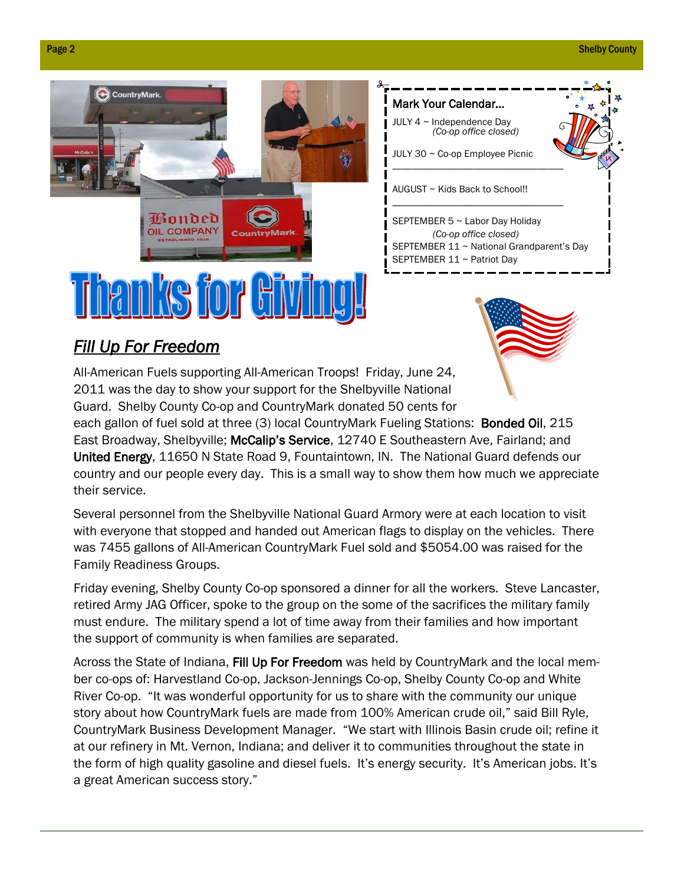Mark Your Calendar...

JULY 4 ~ Independence Day
*(Co-op office closed)*

JULY 30 ~ Co-op Employee Picnic

AUGUST ~ Kids Back to School!!

SEPTEMBER 5 ~ Labor Day Holiday
*(Co-op office closed)*

SEPTEMBER 11 ~ National Grandparent's Day

SEPTEMBER 11 ~ Patriot Day

# Thanks for Giving!

## *Fill Up For Freedom*

All-American Fuels supporting All-American Troops! Friday, June 24, 2011 was the day to show your support for the Shelbyville National Guard. Shelby County Co-op and CountryMark donated 50 cents for each gallon of fuel sold at three (3) local CountryMark Fueling Stations: **Bonded Oil**, 215 East Broadway, Shelbyville; **McCalip's Service**, 12740 E Southeastern Ave, Fairland; and **United Energy**, 11650 N State Road 9, Fountaintown, IN. The National Guard defends our country and our people every day. This is a small way to show them how much we appreciate their service.

Several personnel from the Shelbyville National Guard Armory were at each location to visit with everyone that stopped and handed out American flags to display on the vehicles. There was 7455 gallons of All-American CountryMark Fuel sold and $5054.00 was raised for the Family Readiness Groups.

Friday evening, Shelby County Co-op sponsored a dinner for all the workers. Steve Lancaster, retired Army JAG Officer, spoke to the group on the some of the sacrifices the military family must endure. The military spend a lot of time away from their families and how important the support of community is when families are separated.

Across the State of Indiana, **Fill Up For Freedom** was held by CountryMark and the local member co-ops of: Harvestland Co-op, Jackson-Jennings Co-op, Shelby County Co-op and White River Co-op. "It was wonderful opportunity for us to share with the community our unique story about how CountryMark fuels are made from 100% American crude oil," said Bill Ryle, CountryMark Business Development Manager. "We start with Illinois Basin crude oil; refine it at our refinery in Mt. Vernon, Indiana; and deliver it to communities throughout the state in the form of high quality gasoline and diesel fuels. It's energy security. It's American jobs. It's a great American success story."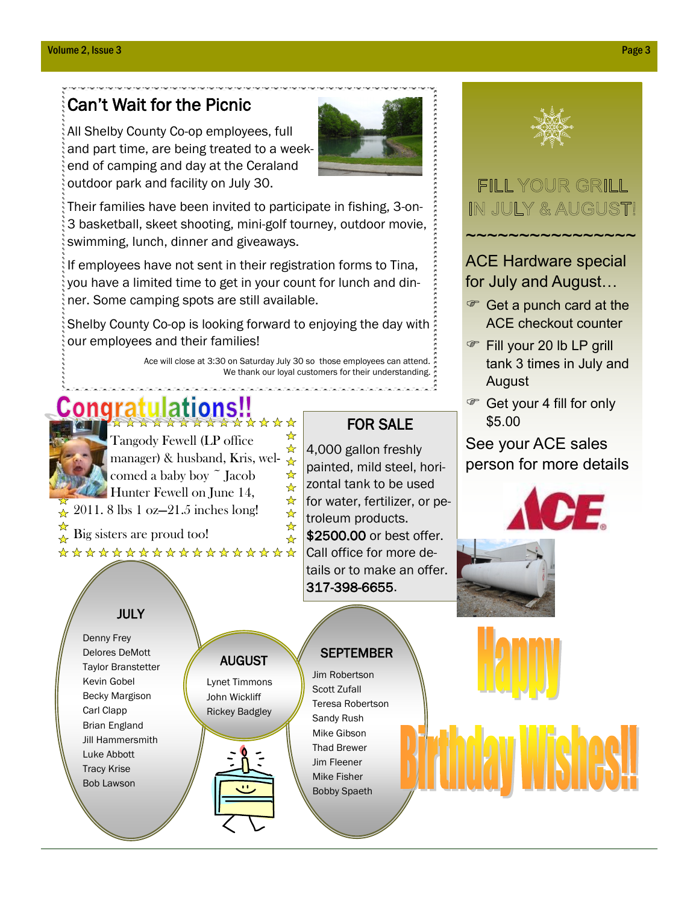## Can't Wait for the Picnic

All Shelby County Co-op employees, full and part time, are being treated to a weekend of camping and day at the Ceraland outdoor park and facility on July 30.

Their families have been invited to participate in fishing, 3-on-3 basketball, skeet shooting, mini-golf tourney, outdoor movie, swimming, lunch, dinner and giveaways.

If employees have not sent in their registration forms to Tina, you have a limited time to get in your count for lunch and dinner. Some camping spots are still available.

Shelby County Co-op is looking forward to enjoying the day with our employees and their families!

Ace will close at 3:30 on Saturday July 30 so those employees can attend. We thank our loyal customers for their understanding.

## Congratulations!!

Tangody Fewell (LP office manager) & husband, Kris, welcomed a baby boy ~ Jacob Hunter Fewell on June 14, 2011. 8 lbs 1 oz—21.5 inches long!

Big sisters are proud too!

## FOR SALE

4,000 gallon freshly painted, mild steel, horizontal tank to be used for water, fertilizer, or petroleum products. **$2500.00** or best offer. Call office for more details or to make an offer. **317-398-6655**.

## FILL YOUR GRILL IN JULY & AUGUST!

~~~~~~~~~~~~~~~~

ACE Hardware special for July and August…

- Get a punch card at the ACE checkout counter
- Fill your 20 lb LP grill tank 3 times in July and August
- Get your 4 fill for only $5.00

See your ACE sales person for more details

## Happy Birthday Wishes!!

### JULY

Denny Frey
Delores DeMott
Taylor Branstetter
Kevin Gobel
Becky Margison
Carl Clapp
Brian England
Jill Hammersmith
Luke Abbott
Tracy Krise
Bob Lawson

### AUGUST

Lynet Timmons
John Wickliff
Rickey Badgley

### SEPTEMBER

Jim Robertson
Scott Zufall
Teresa Robertson
Sandy Rush
Mike Gibson
Thad Brewer
Jim Fleener
Mike Fisher
Bobby Spaeth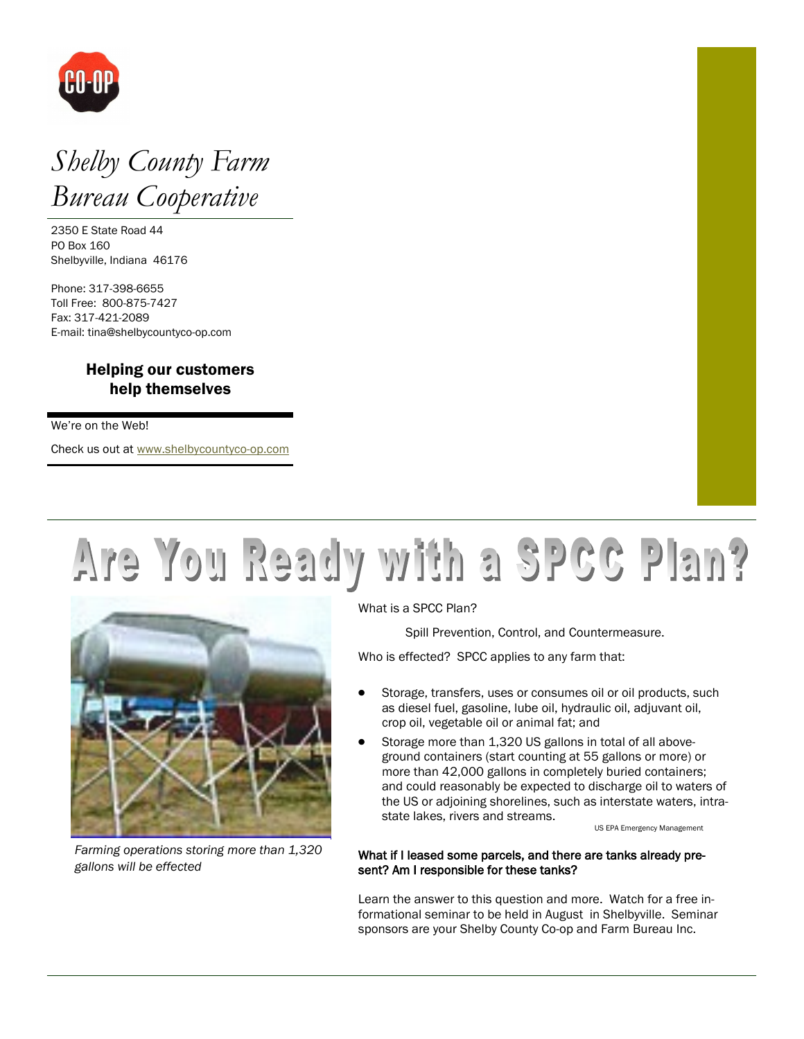# Shelby County Farm Bureau Cooperative

2350 E State Road 44
PO Box 160
Shelbyville, Indiana 46176

Phone: 317-398-6655
Toll Free: 800-875-7427
Fax: 317-421-2089
E-mail: tina@shelbycountyco-op.com

**Helping our customers help themselves**

We're on the Web!

Check us out at www.shelbycountyco-op.com

# Are You Ready with a SPCC Plan?

*Farming operations storing more than 1,320 gallons will be effected*

What is a SPCC Plan?

Spill Prevention, Control, and Countermeasure.

Who is effected? SPCC applies to any farm that:

- Storage, transfers, uses or consumes oil or oil products, such as diesel fuel, gasoline, lube oil, hydraulic oil, adjuvant oil, crop oil, vegetable oil or animal fat; and
- Storage more than 1,320 US gallons in total of all above-ground containers (start counting at 55 gallons or more) or more than 42,000 gallons in completely buried containers; and could reasonably be expected to discharge oil to waters of the US or adjoining shorelines, such as interstate waters, intra-state lakes, rivers and streams.

US EPA Emergency Management

**What if I leased some parcels, and there are tanks already present? Am I responsible for these tanks?**

Learn the answer to this question and more. Watch for a free informational seminar to be held in August in Shelbyville. Seminar sponsors are your Shelby County Co-op and Farm Bureau Inc.